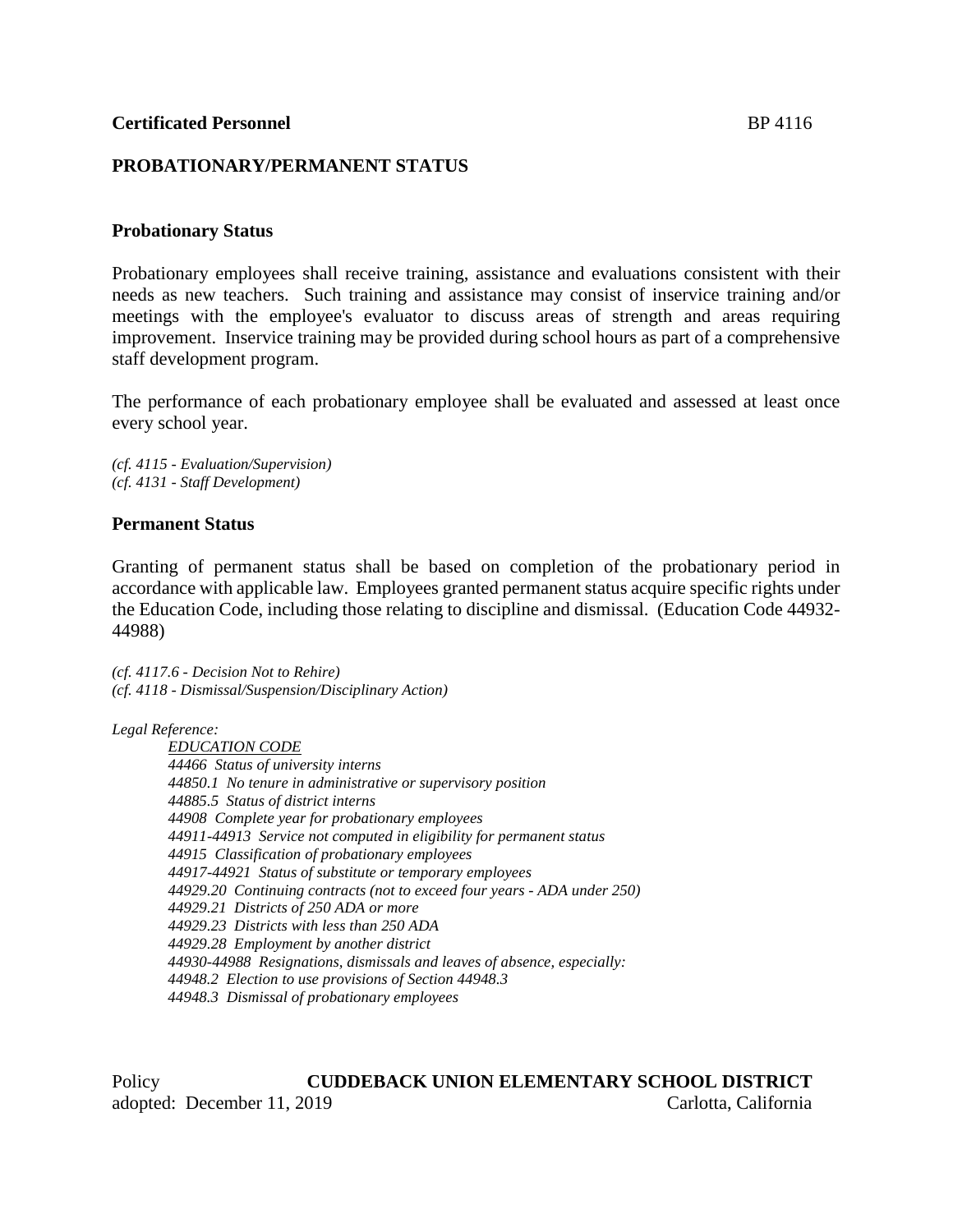**Certificated Personnel** BP 4116

## PROBATIONARY/PERMANENT STATUS

### Probationary Status

Probationary employees shall receive training, assistance and evaluations consistent with their needs as new teachers. Such training and assistance may consist of inservice training and/or meetings with the employee's evaluator to discuss areas of strength and areas requiring improvement. Inservice training may be provided during school hours as part of a comprehensive staff development program.

The performance of each probationary employee shall be evaluated and assessed at least once every school year.

*(cf. 4115 - Evaluation/Supervision)*
*(cf. 4131 - Staff Development)*

### Permanent Status

Granting of permanent status shall be based on completion of the probationary period in accordance with applicable law. Employees granted permanent status acquire specific rights under the Education Code, including those relating to discipline and dismissal. (Education Code 44932-44988)

*(cf. 4117.6 - Decision Not to Rehire)*
*(cf. 4118 - Dismissal/Suspension/Disciplinary Action)*

*Legal Reference:*

*EDUCATION CODE*
*44466 Status of university interns*
*44850.1 No tenure in administrative or supervisory position*
*44885.5 Status of district interns*
*44908 Complete year for probationary employees*
*44911-44913 Service not computed in eligibility for permanent status*
*44915 Classification of probationary employees*
*44917-44921 Status of substitute or temporary employees*
*44929.20 Continuing contracts (not to exceed four years - ADA under 250)*
*44929.21 Districts of 250 ADA or more*
*44929.23 Districts with less than 250 ADA*
*44929.28 Employment by another district*
*44930-44988 Resignations, dismissals and leaves of absence, especially:*
*44948.2 Election to use provisions of Section 44948.3*
*44948.3 Dismissal of probationary employees*

Policy **CUDDEBACK UNION ELEMENTARY SCHOOL DISTRICT**
adopted: December 11, 2019 Carlotta, California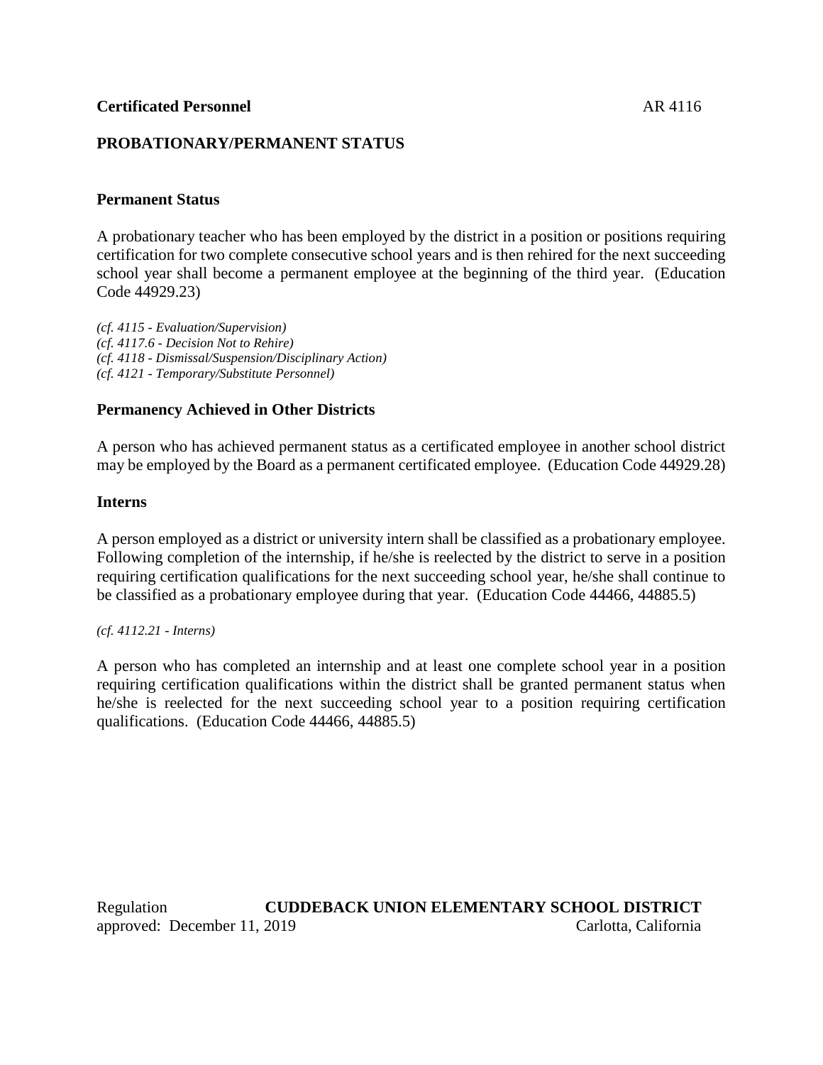**Certificated Personnel** AR 4116

**PROBATIONARY/PERMANENT STATUS**

### Permanent Status

A probationary teacher who has been employed by the district in a position or positions requiring certification for two complete consecutive school years and is then rehired for the next succeeding school year shall become a permanent employee at the beginning of the third year. (Education Code 44929.23)

*(cf. 4115 - Evaluation/Supervision)*
*(cf. 4117.6 - Decision Not to Rehire)*
*(cf. 4118 - Dismissal/Suspension/Disciplinary Action)*
*(cf. 4121 - Temporary/Substitute Personnel)*

### Permanency Achieved in Other Districts

A person who has achieved permanent status as a certificated employee in another school district may be employed by the Board as a permanent certificated employee. (Education Code 44929.28)

### Interns

A person employed as a district or university intern shall be classified as a probationary employee. Following completion of the internship, if he/she is reelected by the district to serve in a position requiring certification qualifications for the next succeeding school year, he/she shall continue to be classified as a probationary employee during that year. (Education Code 44466, 44885.5)

*(cf. 4112.21 - Interns)*

A person who has completed an internship and at least one complete school year in a position requiring certification qualifications within the district shall be granted permanent status when he/she is reelected for the next succeeding school year to a position requiring certification qualifications. (Education Code 44466, 44885.5)

Regulation **CUDDEBACK UNION ELEMENTARY SCHOOL DISTRICT**
approved: December 11, 2019 Carlotta, California